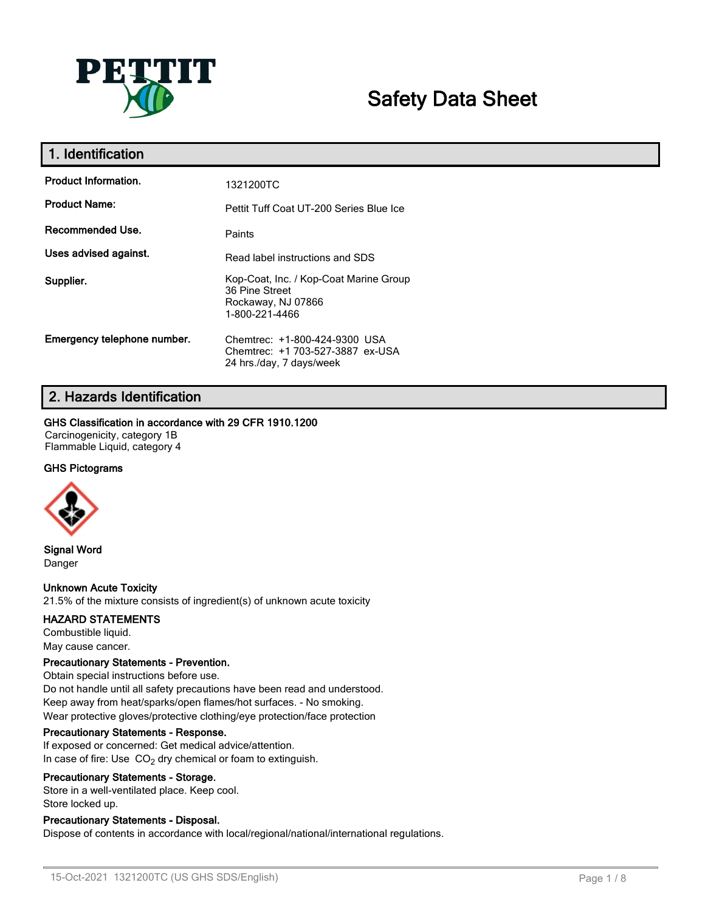PETTIT

# Safety Data Sheet

## 1. Identification

| | |
|---|---|
| **Product Information.** | 1321200TC |
| **Product Name:** | Pettit Tuff Coat UT-200 Series Blue Ice |
| **Recommended Use.** | Paints |
| **Uses advised against.** | Read label instructions and SDS |
| **Supplier.** | Kop-Coat, Inc. / Kop-Coat Marine Group<br>36 Pine Street<br>Rockaway, NJ 07866<br>1-800-221-4466 |
| **Emergency telephone number.** | Chemtrec: +1-800-424-9300 USA<br>Chemtrec: +1 703-527-3887 ex-USA<br>24 hrs./day, 7 days/week |

## 2. Hazards Identification

**GHS Classification in accordance with 29 CFR 1910.1200**

Carcinogenicity, category 1B
Flammable Liquid, category 4

**GHS Pictograms**

**Signal Word**
Danger

**Unknown Acute Toxicity**
21.5% of the mixture consists of ingredient(s) of unknown acute toxicity

**HAZARD STATEMENTS**
Combustible liquid.
May cause cancer.

**Precautionary Statements - Prevention.**
Obtain special instructions before use.
Do not handle until all safety precautions have been read and understood.
Keep away from heat/sparks/open flames/hot surfaces. - No smoking.
Wear protective gloves/protective clothing/eye protection/face protection

**Precautionary Statements - Response.**
If exposed or concerned: Get medical advice/attention.
In case of fire: Use $CO_2$ dry chemical or foam to extinguish.

**Precautionary Statements - Storage.**
Store in a well-ventilated place. Keep cool.
Store locked up.

**Precautionary Statements - Disposal.**
Dispose of contents in accordance with local/regional/national/international regulations.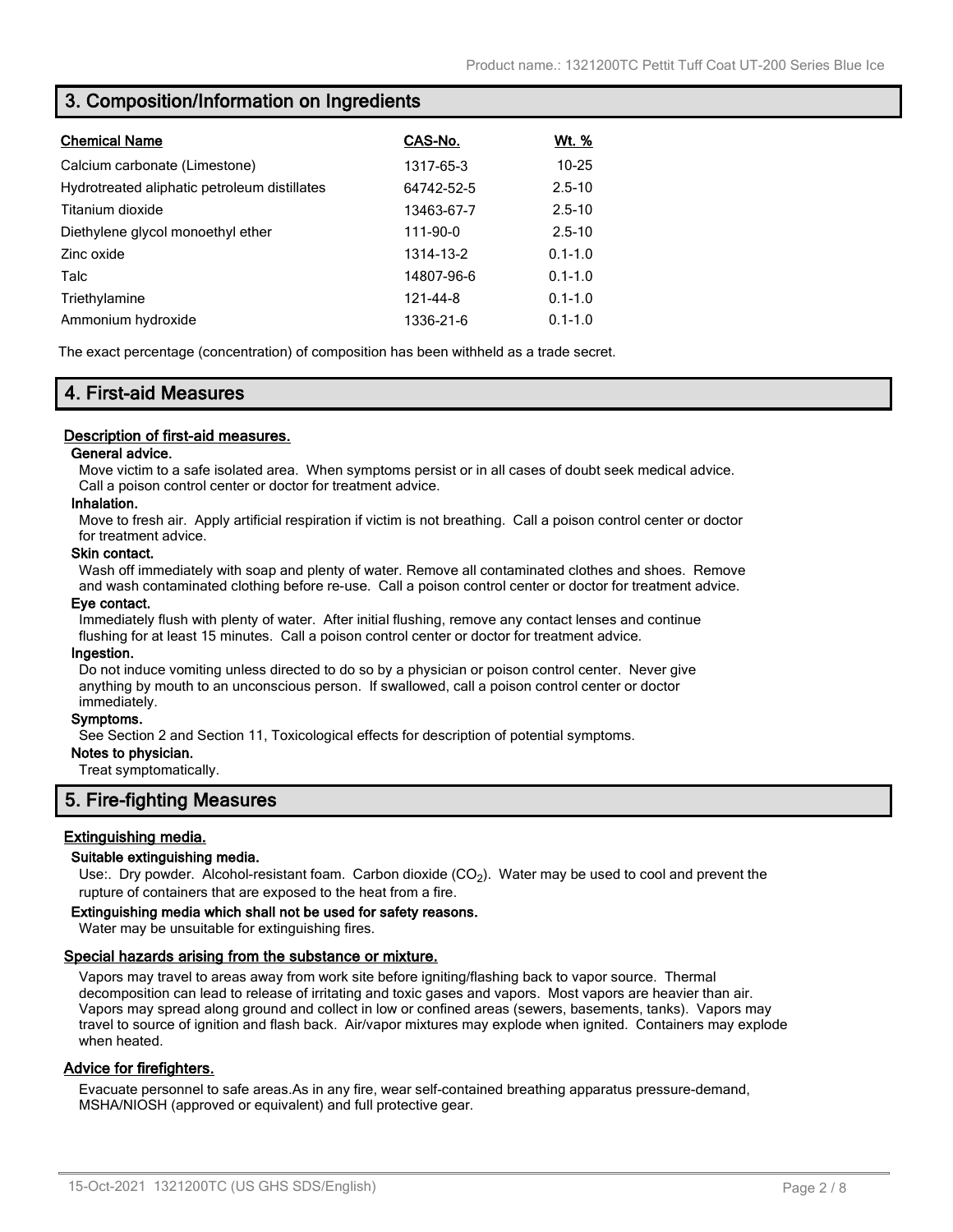## 3. Composition/Information on Ingredients

| Chemical Name | CAS-No. | Wt. % |
|---|---|---|
| Calcium carbonate (Limestone) | 1317-65-3 | 10-25 |
| Hydrotreated aliphatic petroleum distillates | 64742-52-5 | 2.5-10 |
| Titanium dioxide | 13463-67-7 | 2.5-10 |
| Diethylene glycol monoethyl ether | 111-90-0 | 2.5-10 |
| Zinc oxide | 1314-13-2 | 0.1-1.0 |
| Talc | 14807-96-6 | 0.1-1.0 |
| Triethylamine | 121-44-8 | 0.1-1.0 |
| Ammonium hydroxide | 1336-21-6 | 0.1-1.0 |

The exact percentage (concentration) of composition has been withheld as a trade secret.

## 4. First-aid Measures

### Description of first-aid measures.

**General advice.**

Move victim to a safe isolated area. When symptoms persist or in all cases of doubt seek medical advice. Call a poison control center or doctor for treatment advice.

**Inhalation.**

Move to fresh air. Apply artificial respiration if victim is not breathing. Call a poison control center or doctor for treatment advice.

**Skin contact.**

Wash off immediately with soap and plenty of water. Remove all contaminated clothes and shoes. Remove and wash contaminated clothing before re-use. Call a poison control center or doctor for treatment advice.

**Eye contact.**

Immediately flush with plenty of water. After initial flushing, remove any contact lenses and continue flushing for at least 15 minutes. Call a poison control center or doctor for treatment advice.

**Ingestion.**

Do not induce vomiting unless directed to do so by a physician or poison control center. Never give anything by mouth to an unconscious person. If swallowed, call a poison control center or doctor immediately.

**Symptoms.**

See Section 2 and Section 11, Toxicological effects for description of potential symptoms.

**Notes to physician.**

Treat symptomatically.

## 5. Fire-fighting Measures

### Extinguishing media.

**Suitable extinguishing media.**

Use:. Dry powder. Alcohol-resistant foam. Carbon dioxide ($CO_2$). Water may be used to cool and prevent the rupture of containers that are exposed to the heat from a fire.

**Extinguishing media which shall not be used for safety reasons.**

Water may be unsuitable for extinguishing fires.

### Special hazards arising from the substance or mixture.

Vapors may travel to areas away from work site before igniting/flashing back to vapor source. Thermal decomposition can lead to release of irritating and toxic gases and vapors. Most vapors are heavier than air. Vapors may spread along ground and collect in low or confined areas (sewers, basements, tanks). Vapors may travel to source of ignition and flash back. Air/vapor mixtures may explode when ignited. Containers may explode when heated.

### Advice for firefighters.

Evacuate personnel to safe areas.As in any fire, wear self-contained breathing apparatus pressure-demand, MSHA/NIOSH (approved or equivalent) and full protective gear.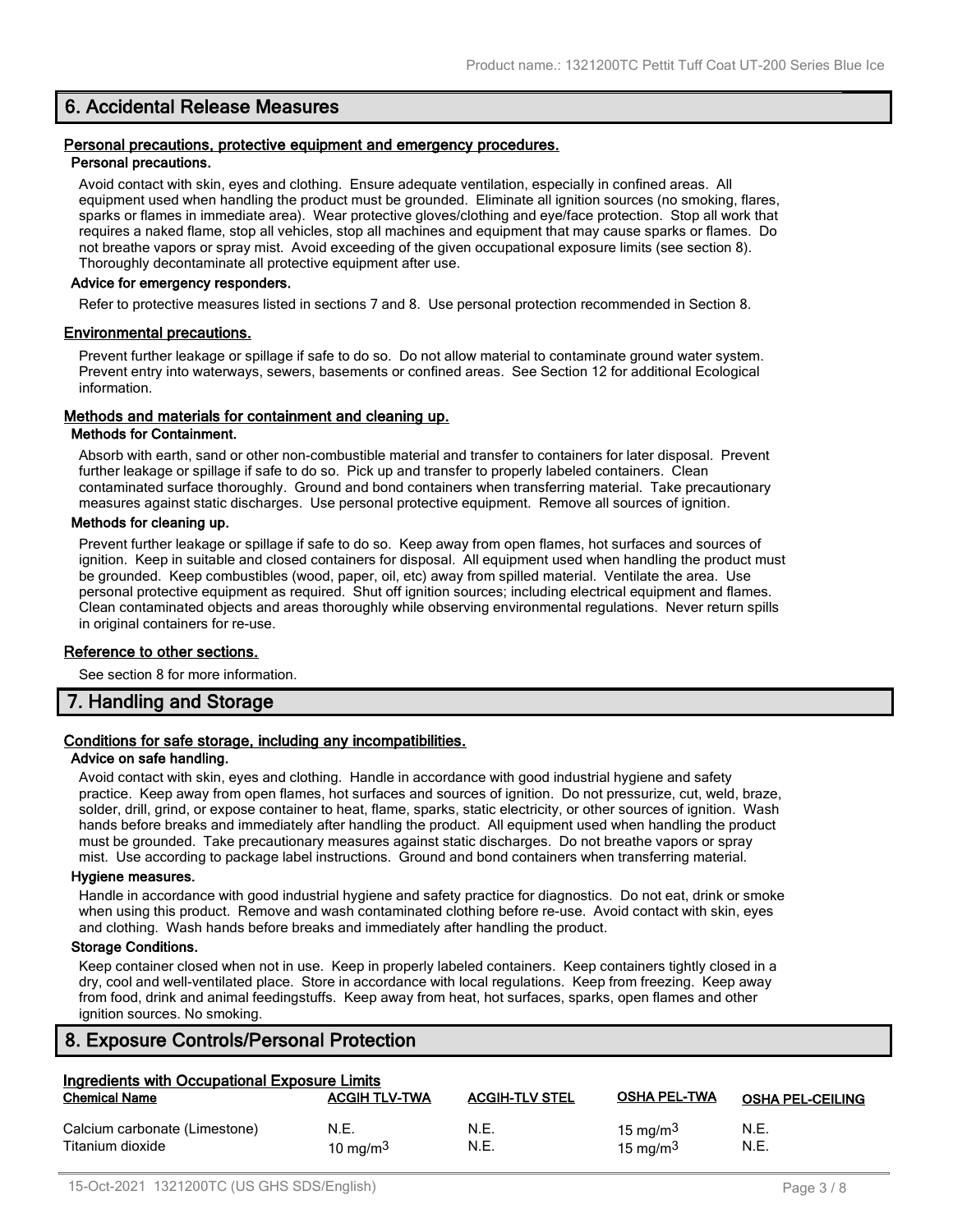## 6. Accidental Release Measures

### Personal precautions, protective equipment and emergency procedures.

**Personal precautions.**

Avoid contact with skin, eyes and clothing. Ensure adequate ventilation, especially in confined areas. All equipment used when handling the product must be grounded. Eliminate all ignition sources (no smoking, flares, sparks or flames in immediate area). Wear protective gloves/clothing and eye/face protection. Stop all work that requires a naked flame, stop all vehicles, stop all machines and equipment that may cause sparks or flames. Do not breathe vapors or spray mist. Avoid exceeding of the given occupational exposure limits (see section 8). Thoroughly decontaminate all protective equipment after use.

**Advice for emergency responders.**

Refer to protective measures listed in sections 7 and 8. Use personal protection recommended in Section 8.

### Environmental precautions.

Prevent further leakage or spillage if safe to do so. Do not allow material to contaminate ground water system. Prevent entry into waterways, sewers, basements or confined areas. See Section 12 for additional Ecological information.

### Methods and materials for containment and cleaning up.

**Methods for Containment.**

Absorb with earth, sand or other non-combustible material and transfer to containers for later disposal. Prevent further leakage or spillage if safe to do so. Pick up and transfer to properly labeled containers. Clean contaminated surface thoroughly. Ground and bond containers when transferring material. Take precautionary measures against static discharges. Use personal protective equipment. Remove all sources of ignition.

**Methods for cleaning up.**

Prevent further leakage or spillage if safe to do so. Keep away from open flames, hot surfaces and sources of ignition. Keep in suitable and closed containers for disposal. All equipment used when handling the product must be grounded. Keep combustibles (wood, paper, oil, etc) away from spilled material. Ventilate the area. Use personal protective equipment as required. Shut off ignition sources; including electrical equipment and flames. Clean contaminated objects and areas thoroughly while observing environmental regulations. Never return spills in original containers for re-use.

### Reference to other sections.

See section 8 for more information.

## 7. Handling and Storage

### Conditions for safe storage, including any incompatibilities.

**Advice on safe handling.**

Avoid contact with skin, eyes and clothing. Handle in accordance with good industrial hygiene and safety practice. Keep away from open flames, hot surfaces and sources of ignition. Do not pressurize, cut, weld, braze, solder, drill, grind, or expose container to heat, flame, sparks, static electricity, or other sources of ignition. Wash hands before breaks and immediately after handling the product. All equipment used when handling the product must be grounded. Take precautionary measures against static discharges. Do not breathe vapors or spray mist. Use according to package label instructions. Ground and bond containers when transferring material.

**Hygiene measures.**

Handle in accordance with good industrial hygiene and safety practice for diagnostics. Do not eat, drink or smoke when using this product. Remove and wash contaminated clothing before re-use. Avoid contact with skin, eyes and clothing. Wash hands before breaks and immediately after handling the product.

**Storage Conditions.**

Keep container closed when not in use. Keep in properly labeled containers. Keep containers tightly closed in a dry, cool and well-ventilated place. Store in accordance with local regulations. Keep from freezing. Keep away from food, drink and animal feedingstuffs. Keep away from heat, hot surfaces, sparks, open flames and other ignition sources. No smoking.

## 8. Exposure Controls/Personal Protection

### Ingredients with Occupational Exposure Limits

| Chemical Name | ACGIH TLV-TWA | ACGIH-TLV STEL | OSHA PEL-TWA | OSHA PEL-CEILING |
|---|---|---|---|---|
| Calcium carbonate (Limestone) | N.E. | N.E. | 15 mg/m$^3$ | N.E. |
| Titanium dioxide | 10 mg/m$^3$ | N.E. | 15 mg/m$^3$ | N.E. |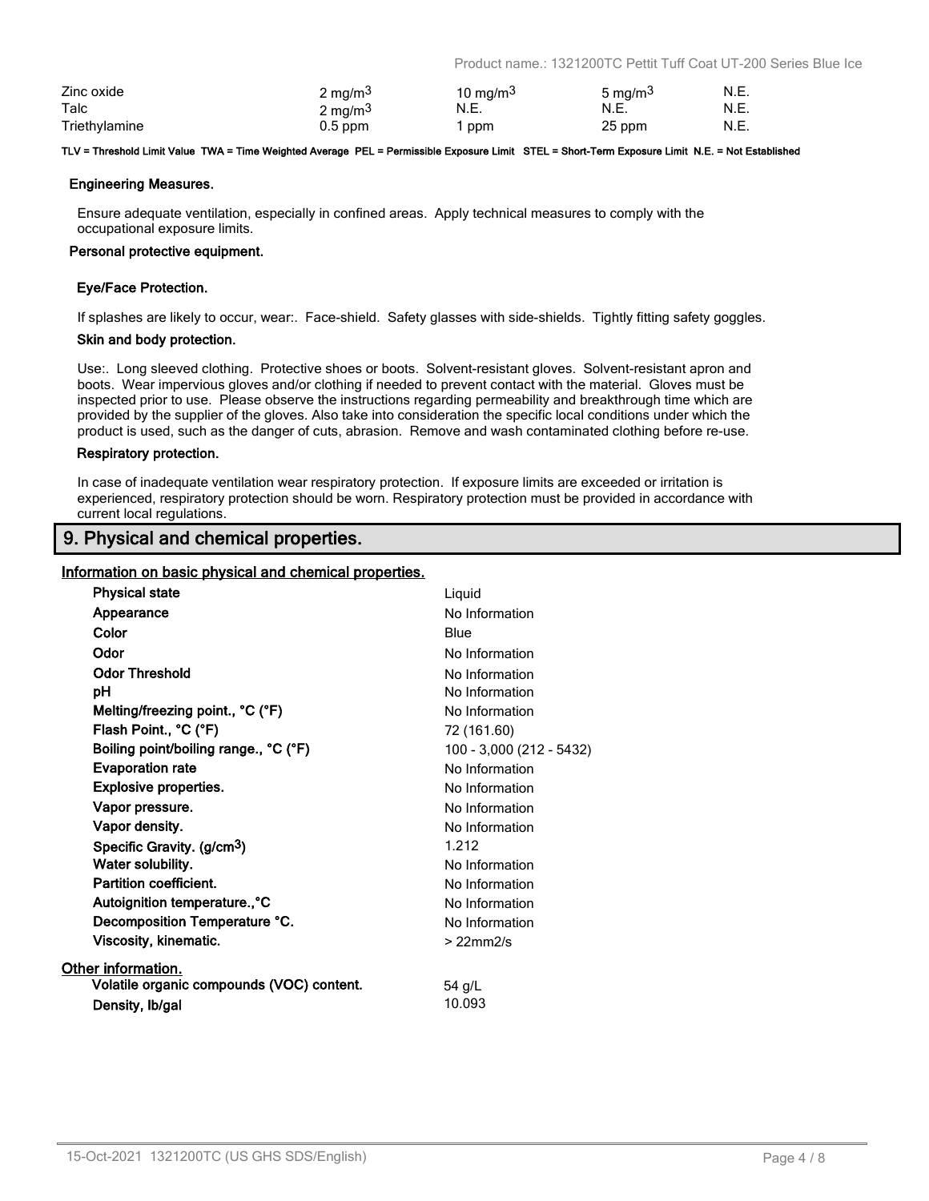| | | | | |
|---|---|---|---|---|
| Zinc oxide | 2 mg/m$^3$ | 10 mg/m$^3$ | 5 mg/m$^3$ | N.E. |
| Talc | 2 mg/m$^3$ | N.E. | N.E. | N.E. |
| Triethylamine | 0.5 ppm | 1 ppm | 25 ppm | N.E. |

**TLV = Threshold Limit Value TWA = Time Weighted Average PEL = Permissible Exposure Limit STEL = Short-Term Exposure Limit N.E. = Not Established**

**Engineering Measures.**

Ensure adequate ventilation, especially in confined areas. Apply technical measures to comply with the occupational exposure limits.

**Personal protective equipment.**

**Eye/Face Protection.**

If splashes are likely to occur, wear:. Face-shield. Safety glasses with side-shields. Tightly fitting safety goggles.

**Skin and body protection.**

Use:. Long sleeved clothing. Protective shoes or boots. Solvent-resistant gloves. Solvent-resistant apron and boots. Wear impervious gloves and/or clothing if needed to prevent contact with the material. Gloves must be inspected prior to use. Please observe the instructions regarding permeability and breakthrough time which are provided by the supplier of the gloves. Also take into consideration the specific local conditions under which the product is used, such as the danger of cuts, abrasion. Remove and wash contaminated clothing before re-use.

**Respiratory protection.**

In case of inadequate ventilation wear respiratory protection. If exposure limits are exceeded or irritation is experienced, respiratory protection should be worn. Respiratory protection must be provided in accordance with current local regulations.

## 9. Physical and chemical properties.

**Information on basic physical and chemical properties.**

| | |
|---|---|
| **Physical state** | Liquid |
| **Appearance** | No Information |
| **Color** | Blue |
| **Odor** | No Information |
| **Odor Threshold** | No Information |
| **pH** | No Information |
| **Melting/freezing point., °C (°F)** | No Information |
| **Flash Point., °C (°F)** | 72 (161.60) |
| **Boiling point/boiling range., °C (°F)** | 100 - 3,000 (212 - 5432) |
| **Evaporation rate** | No Information |
| **Explosive properties.** | No Information |
| **Vapor pressure.** | No Information |
| **Vapor density.** | No Information |
| **Specific Gravity. (g/cm$^3$)** | 1.212 |
| **Water solubility.** | No Information |
| **Partition coefficient.** | No Information |
| **Autoignition temperature.,°C** | No Information |
| **Decomposition Temperature °C.** | No Information |
| **Viscosity, kinematic.** | > 22mm2/s |

**Other information.**

| | |
|---|---|
| **Volatile organic compounds (VOC) content.** | 54 g/L |
| **Density, lb/gal** | 10.093 |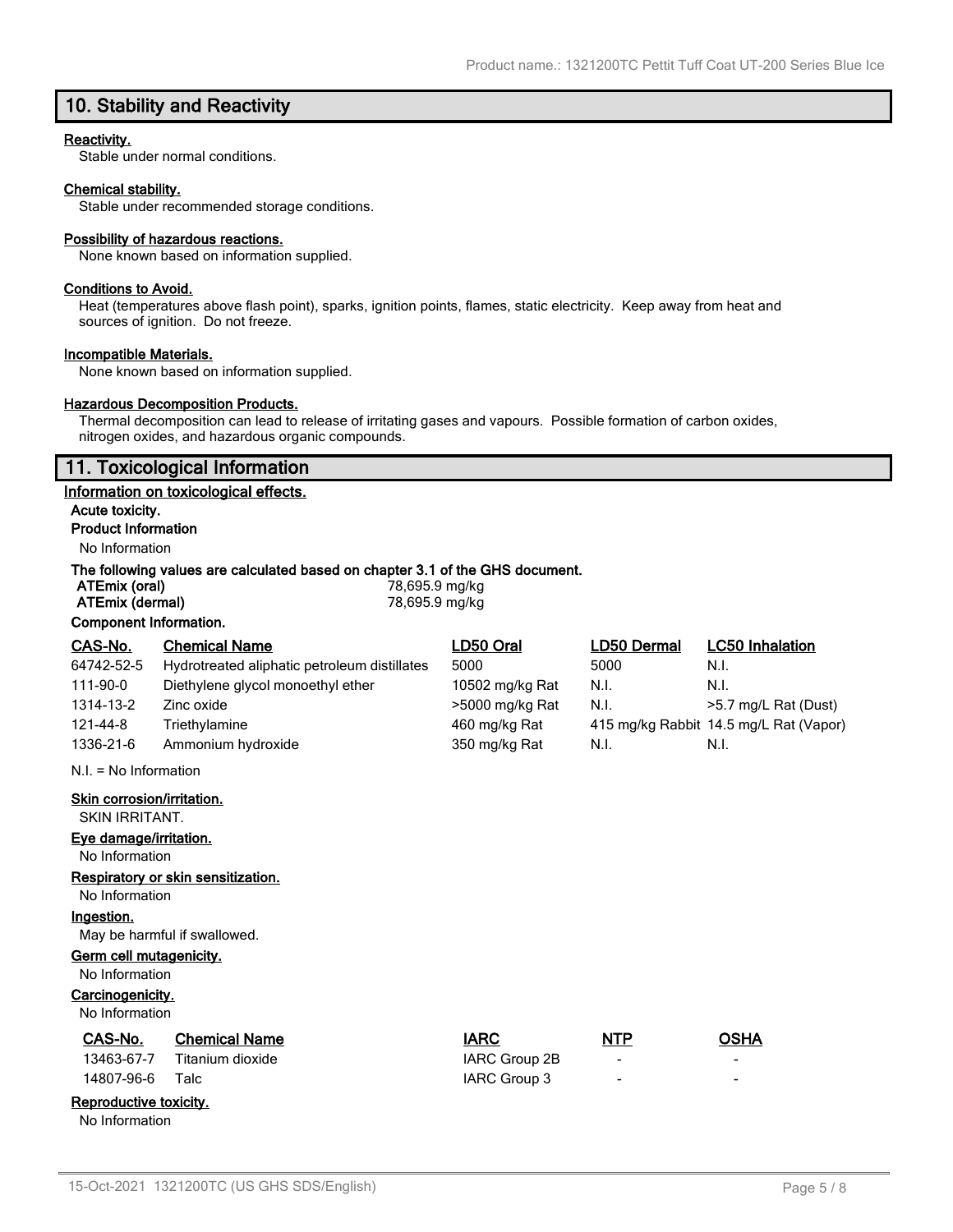## 10. Stability and Reactivity

**Reactivity.**

Stable under normal conditions.

**Chemical stability.**

Stable under recommended storage conditions.

**Possibility of hazardous reactions.**

None known based on information supplied.

**Conditions to Avoid.**

Heat (temperatures above flash point), sparks, ignition points, flames, static electricity. Keep away from heat and sources of ignition. Do not freeze.

**Incompatible Materials.**

None known based on information supplied.

**Hazardous Decomposition Products.**

Thermal decomposition can lead to release of irritating gases and vapours. Possible formation of carbon oxides, nitrogen oxides, and hazardous organic compounds.

## 11. Toxicological Information

**Information on toxicological effects.**

**Acute toxicity.**

**Product Information**

No Information

**The following values are calculated based on chapter 3.1 of the GHS document.**

| | |
|---|---|
| **ATEmix (oral)** | 78,695.9 mg/kg |
| **ATEmix (dermal)** | 78,695.9 mg/kg |

**Component Information.**

| CAS-No. | Chemical Name | LD50 Oral | LD50 Dermal | LC50 Inhalation |
|---|---|---|---|---|
| 64742-52-5 | Hydrotreated aliphatic petroleum distillates | 5000 | 5000 | N.I. |
| 111-90-0 | Diethylene glycol monoethyl ether | 10502 mg/kg Rat | N.I. | N.I. |
| 1314-13-2 | Zinc oxide | >5000 mg/kg Rat | N.I. | >5.7 mg/L Rat (Dust) |
| 121-44-8 | Triethylamine | 460 mg/kg Rat | 415 mg/kg Rabbit | 14.5 mg/L Rat (Vapor) |
| 1336-21-6 | Ammonium hydroxide | 350 mg/kg Rat | N.I. | N.I. |

N.I. = No Information

**Skin corrosion/irritation.**

SKIN IRRITANT.

**Eye damage/irritation.**

No Information

**Respiratory or skin sensitization.**

No Information

**Ingestion.**

May be harmful if swallowed.

**Germ cell mutagenicity.**

No Information

**Carcinogenicity.**

No Information

| CAS-No. | Chemical Name | IARC | NTP | OSHA |
|---|---|---|---|---|
| 13463-67-7 | Titanium dioxide | IARC Group 2B | - | - |
| 14807-96-6 | Talc | IARC Group 3 | - | - |

**Reproductive toxicity.**

No Information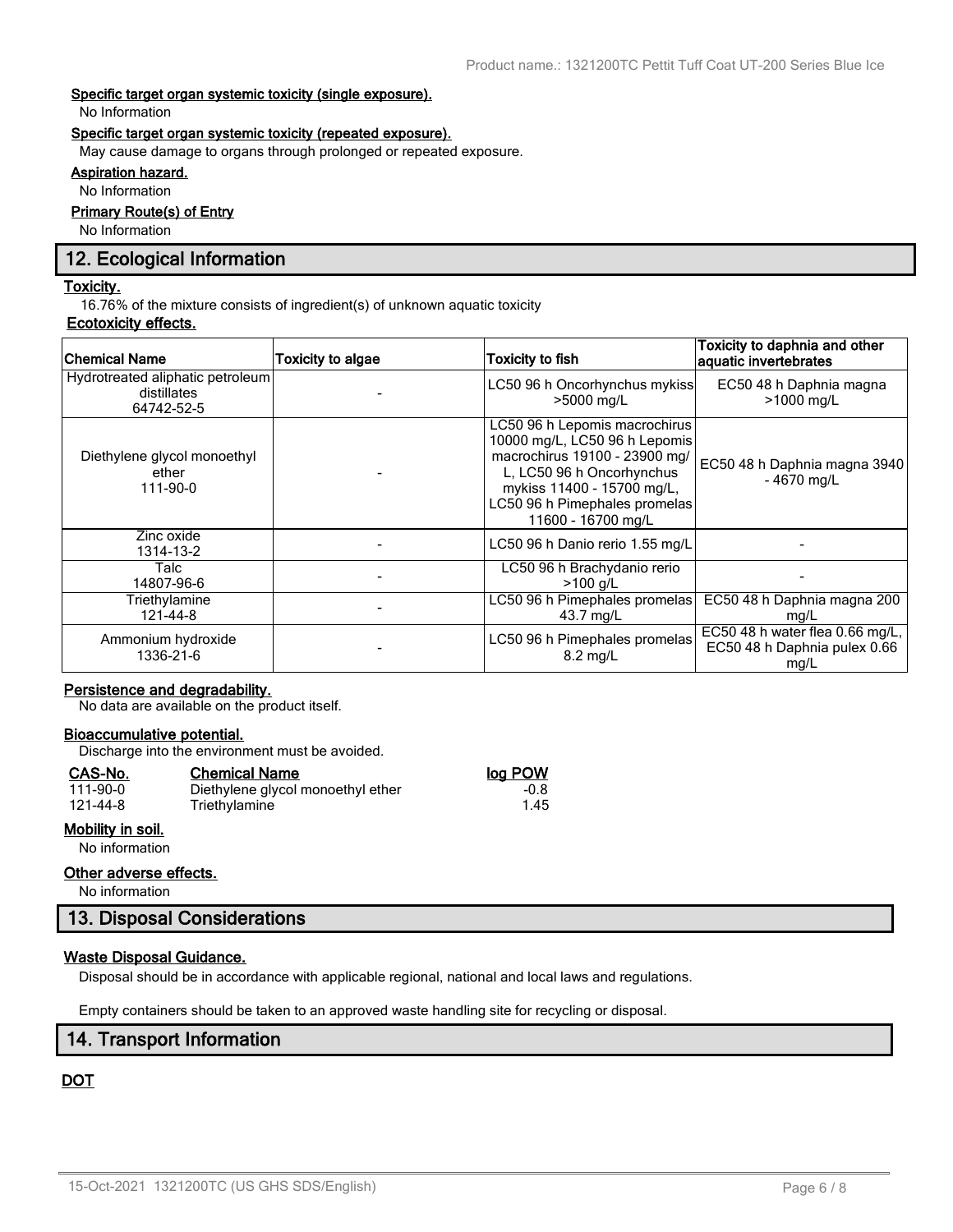**Specific target organ systemic toxicity (single exposure).**

No Information

**Specific target organ systemic toxicity (repeated exposure).**

May cause damage to organs through prolonged or repeated exposure.

**Aspiration hazard.**

No Information

**Primary Route(s) of Entry**

No Information

## 12. Ecological Information

**Toxicity.**

16.76% of the mixture consists of ingredient(s) of unknown aquatic toxicity

**Ecotoxicity effects.**

| Chemical Name | Toxicity to algae | Toxicity to fish | Toxicity to daphnia and other aquatic invertebrates |
|---|---|---|---|
| Hydrotreated aliphatic petroleum distillates 64742-52-5 | - | LC50 96 h Oncorhynchus mykiss >5000 mg/L | EC50 48 h Daphnia magna >1000 mg/L |
| Diethylene glycol monoethyl ether 111-90-0 | - | LC50 96 h Lepomis macrochirus 10000 mg/L, LC50 96 h Lepomis macrochirus 19100 - 23900 mg/L, LC50 96 h Oncorhynchus mykiss 11400 - 15700 mg/L, LC50 96 h Pimephales promelas 11600 - 16700 mg/L | EC50 48 h Daphnia magna 3940 - 4670 mg/L |
| Zinc oxide 1314-13-2 | - | LC50 96 h Danio rerio 1.55 mg/L | - |
| Talc 14807-96-6 | - | LC50 96 h Brachydanio rerio >100 g/L | - |
| Triethylamine 121-44-8 | - | LC50 96 h Pimephales promelas 43.7 mg/L | EC50 48 h Daphnia magna 200 mg/L |
| Ammonium hydroxide 1336-21-6 | - | LC50 96 h Pimephales promelas 8.2 mg/L | EC50 48 h water flea 0.66 mg/L, EC50 48 h Daphnia pulex 0.66 mg/L |

**Persistence and degradability.**

No data are available on the product itself.

**Bioaccumulative potential.**

Discharge into the environment must be avoided.

| CAS-No. | Chemical Name | log POW |
|---|---|---|
| 111-90-0 | Diethylene glycol monoethyl ether | -0.8 |
| 121-44-8 | Triethylamine | 1.45 |

**Mobility in soil.**

No information

**Other adverse effects.**

No information

## 13. Disposal Considerations

**Waste Disposal Guidance.**

Disposal should be in accordance with applicable regional, national and local laws and regulations.

Empty containers should be taken to an approved waste handling site for recycling or disposal.

## 14. Transport Information

**DOT**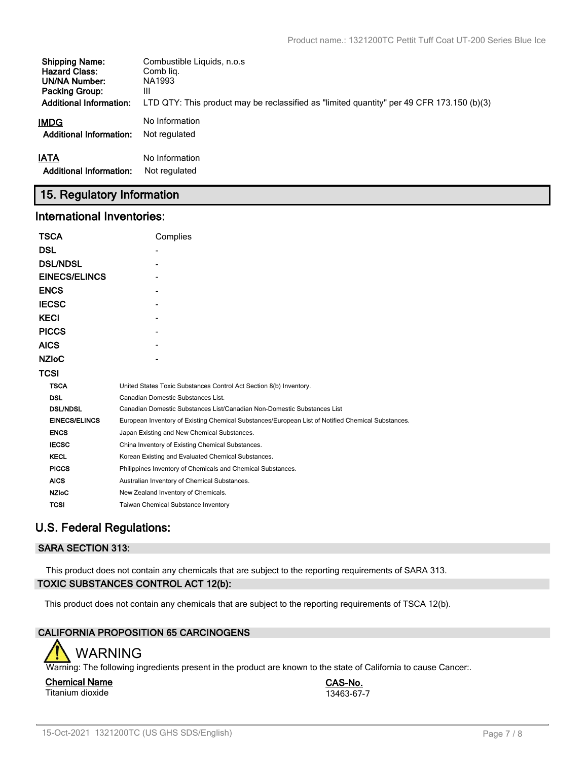| | |
|---|---|
| **Shipping Name:** | Combustible Liquids, n.o.s |
| **Hazard Class:** | Comb liq. |
| **UN/NA Number:** | NA1993 |
| **Packing Group:** | III |
| **Additional Information:** | LTD QTY: This product may be reclassified as "limited quantity" per 49 CFR 173.150 (b)(3) |

**IMDG** No Information

**Additional Information:** Not regulated

**IATA** No Information

**Additional Information:** Not regulated

## 15. Regulatory Information

### International Inventories:

| | |
|---|---|
| **TSCA** | Complies |
| **DSL** | - |
| **DSL/NDSL** | - |
| **EINECS/ELINCS** | - |
| **ENCS** | - |
| **IECSC** | - |
| **KECI** | - |
| **PICCS** | - |
| **AICS** | - |
| **NZIoC** | - |
| **TCSI** | |

| | |
|---|---|
| **TSCA** | United States Toxic Substances Control Act Section 8(b) Inventory. |
| **DSL** | Canadian Domestic Substances List. |
| **DSL/NDSL** | Canadian Domestic Substances List/Canadian Non-Domestic Substances List |
| **EINECS/ELINCS** | European Inventory of Existing Chemical Substances/European List of Notified Chemical Substances. |
| **ENCS** | Japan Existing and New Chemical Substances. |
| **IECSC** | China Inventory of Existing Chemical Substances. |
| **KECL** | Korean Existing and Evaluated Chemical Substances. |
| **PICCS** | Philippines Inventory of Chemicals and Chemical Substances. |
| **AICS** | Australian Inventory of Chemical Substances. |
| **NZIoC** | New Zealand Inventory of Chemicals. |
| **TCSI** | Taiwan Chemical Substance Inventory |

### U.S. Federal Regulations:

**SARA SECTION 313:**

This product does not contain any chemicals that are subject to the reporting requirements of SARA 313.

**TOXIC SUBSTANCES CONTROL ACT 12(b):**

This product does not contain any chemicals that are subject to the reporting requirements of TSCA 12(b).

**CALIFORNIA PROPOSITION 65 CARCINOGENS**

WARNING

Warning: The following ingredients present in the product are known to the state of California to cause Cancer:.

| Chemical Name | CAS-No. |
|---|---|
| Titanium dioxide | 13463-67-7 |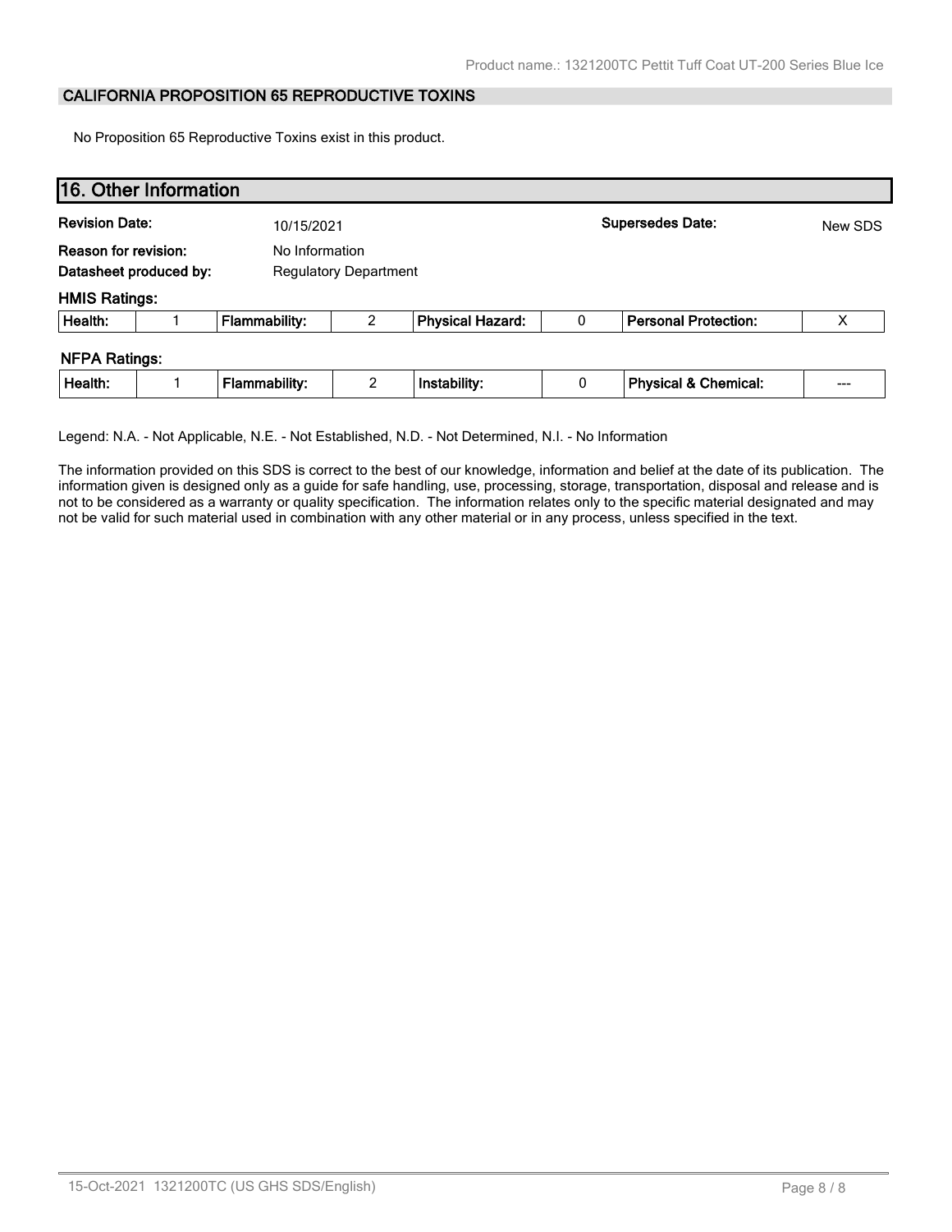## CALIFORNIA PROPOSITION 65 REPRODUCTIVE TOXINS

No Proposition 65 Reproductive Toxins exist in this product.

## 16. Other Information

**Revision Date:** 10/15/2021 **Supersedes Date:** New SDS

**Reason for revision:** No Information

**Datasheet produced by:** Regulatory Department

**HMIS Ratings:**

| | | | | | | | |
|---|---|---|---|---|---|---|---|
| **Health:** | 1 | **Flammability:** | 2 | **Physical Hazard:** | 0 | **Personal Protection:** | X |

**NFPA Ratings:**

| | | | | | | | |
|---|---|---|---|---|---|---|---|
| **Health:** | 1 | **Flammability:** | 2 | **Instability:** | 0 | **Physical & Chemical:** | --- |

Legend: N.A. - Not Applicable, N.E. - Not Established, N.D. - Not Determined, N.I. - No Information

The information provided on this SDS is correct to the best of our knowledge, information and belief at the date of its publication. The information given is designed only as a guide for safe handling, use, processing, storage, transportation, disposal and release and is not to be considered as a warranty or quality specification. The information relates only to the specific material designated and may not be valid for such material used in combination with any other material or in any process, unless specified in the text.